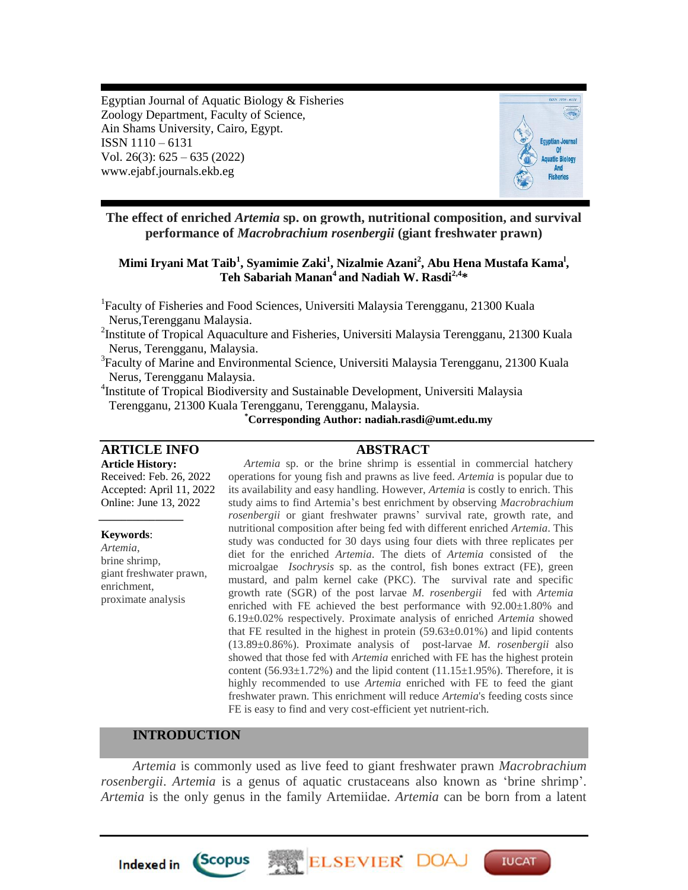Egyptian Journal of Aquatic Biology & Fisheries
Zoology Department, Faculty of Science,
Ain Shams University, Cairo, Egypt.
ISSN 1110 – 6131
Vol. 26(3): 625 – 635 (2022)
www.ejabf.journals.ekb.eg

# The effect of enriched *Artemia* sp. on growth, nutritional composition, and survival performance of *Macrobrachium rosenbergii* (giant freshwater prawn)

**Mimi Iryani Mat Taib[1], Syamimie Zaki[1], Nizalmie Azani[2], Abu Hena Mustafa Kama[l], Teh Sabariah Manan[4] and Nadiah W. Rasdi[2,4]\***

[1]Faculty of Fisheries and Food Sciences, Universiti Malaysia Terengganu, 21300 Kuala Nerus,Terengganu Malaysia.
[2]Institute of Tropical Aquaculture and Fisheries, Universiti Malaysia Terengganu, 21300 Kuala Nerus, Terengganu, Malaysia.
[3]Faculty of Marine and Environmental Science, Universiti Malaysia Terengganu, 21300 Kuala Nerus, Terengganu Malaysia.
[4]Institute of Tropical Biodiversity and Sustainable Development, Universiti Malaysia Terengganu, 21300 Kuala Terengganu, Terengganu, Malaysia.

**\*Corresponding Author: nadiah.rasdi@umt.edu.my**

## ARTICLE INFO

**Article History:**
Received: Feb. 26, 2022
Accepted: April 11, 2022
Online: June 13, 2022

**Keywords**:
*Artemia*,
brine shrimp,
giant freshwater prawn,
enrichment,
proximate analysis

## ABSTRACT

*Artemia* sp. or the brine shrimp is essential in commercial hatchery operations for young fish and prawns as live feed. *Artemia* is popular due to its availability and easy handling. However, *Artemia* is costly to enrich. This study aims to find Artemia's best enrichment by observing *Macrobrachium rosenbergii* or giant freshwater prawns' survival rate, growth rate, and nutritional composition after being fed with different enriched *Artemia*. This study was conducted for 30 days using four diets with three replicates per diet for the enriched *Artemia*. The diets of *Artemia* consisted of the microalgae *Isochrysis* sp. as the control, fish bones extract (FE), green mustard, and palm kernel cake (PKC). The survival rate and specific growth rate (SGR) of the post larvae *M. rosenbergii* fed with *Artemia* enriched with FE achieved the best performance with 92.00±1.80% and 6.19±0.02% respectively. Proximate analysis of enriched *Artemia* showed that FE resulted in the highest in protein (59.63±0.01%) and lipid contents (13.89±0.86%). Proximate analysis of post-larvae *M. rosenbergii* also showed that those fed with *Artemia* enriched with FE has the highest protein content (56.93±1.72%) and the lipid content (11.15±1.95%). Therefore, it is highly recommended to use *Artemia* enriched with FE to feed the giant freshwater prawn. This enrichment will reduce *Artemia*'s feeding costs since FE is easy to find and very cost-efficient yet nutrient-rich.

## INTRODUCTION

*Artemia* is commonly used as live feed to giant freshwater prawn *Macrobrachium rosenbergii*. *Artemia* is a genus of aquatic crustaceans also known as 'brine shrimp'. *Artemia* is the only genus in the family Artemiidae. *Artemia* can be born from a latent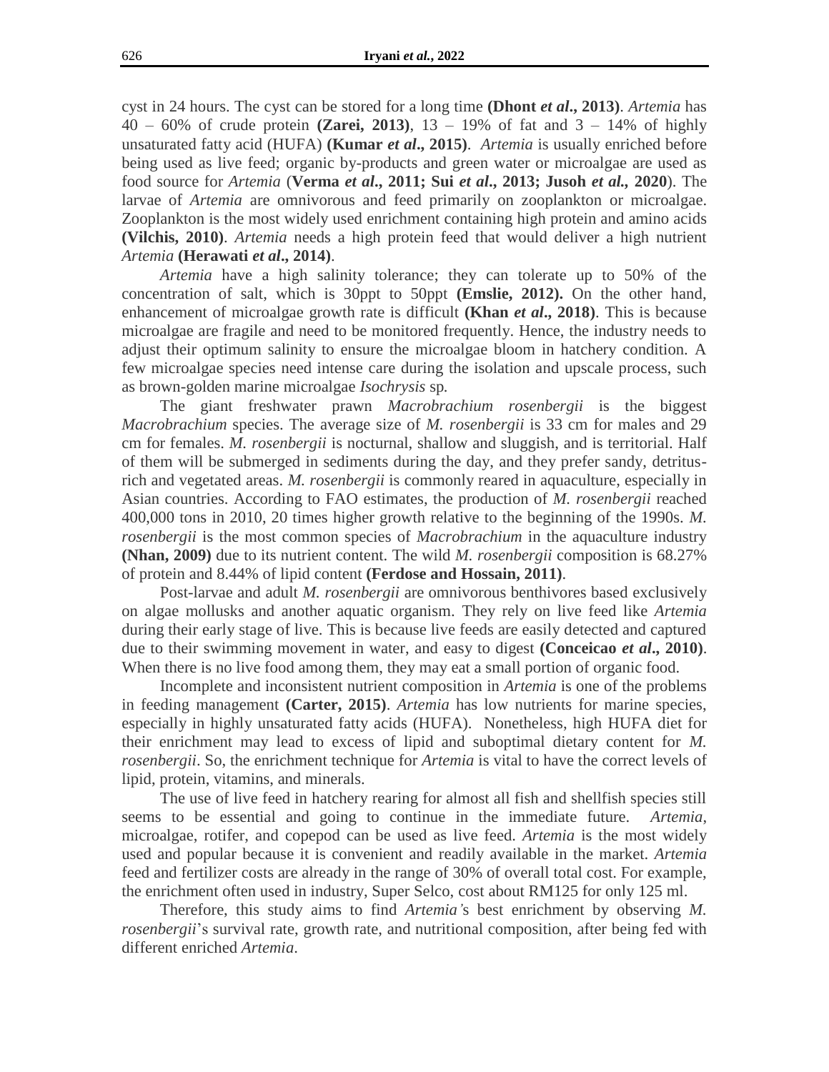cyst in 24 hours. The cyst can be stored for a long time **(Dhont *et al*., 2013)**. *Artemia* has 40 – 60% of crude protein **(Zarei, 2013)**, 13 – 19% of fat and 3 – 14% of highly unsaturated fatty acid (HUFA) **(Kumar *et al*., 2015)**. *Artemia* is usually enriched before being used as live feed; organic by-products and green water or microalgae are used as food source for *Artemia* (**Verma *et al*., 2011; Sui *et al*., 2013; Jusoh *et al*., 2020**). The larvae of *Artemia* are omnivorous and feed primarily on zooplankton or microalgae. Zooplankton is the most widely used enrichment containing high protein and amino acids **(Vilchis, 2010)**. *Artemia* needs a high protein feed that would deliver a high nutrient *Artemia* **(Herawati *et al*., 2014)**.

*Artemia* have a high salinity tolerance; they can tolerate up to 50% of the concentration of salt, which is 30ppt to 50ppt **(Emslie, 2012).** On the other hand, enhancement of microalgae growth rate is difficult **(Khan *et al*., 2018)**. This is because microalgae are fragile and need to be monitored frequently. Hence, the industry needs to adjust their optimum salinity to ensure the microalgae bloom in hatchery condition. A few microalgae species need intense care during the isolation and upscale process, such as brown-golden marine microalgae *Isochrysis* sp.

The giant freshwater prawn *Macrobrachium rosenbergii* is the biggest *Macrobrachium* species. The average size of *M. rosenbergii* is 33 cm for males and 29 cm for females. *M. rosenbergii* is nocturnal, shallow and sluggish, and is territorial. Half of them will be submerged in sediments during the day, and they prefer sandy, detritus-rich and vegetated areas. *M. rosenbergii* is commonly reared in aquaculture, especially in Asian countries. According to FAO estimates, the production of *M. rosenbergii* reached 400,000 tons in 2010, 20 times higher growth relative to the beginning of the 1990s. *M. rosenbergii* is the most common species of *Macrobrachium* in the aquaculture industry **(Nhan, 2009)** due to its nutrient content. The wild *M. rosenbergii* composition is 68.27% of protein and 8.44% of lipid content **(Ferdose and Hossain, 2011)**.

Post-larvae and adult *M. rosenbergii* are omnivorous benthivores based exclusively on algae mollusks and another aquatic organism. They rely on live feed like *Artemia* during their early stage of live. This is because live feeds are easily detected and captured due to their swimming movement in water, and easy to digest **(Conceicao *et al*., 2010)**. When there is no live food among them, they may eat a small portion of organic food.

Incomplete and inconsistent nutrient composition in *Artemia* is one of the problems in feeding management **(Carter, 2015)**. *Artemia* has low nutrients for marine species, especially in highly unsaturated fatty acids (HUFA). Nonetheless, high HUFA diet for their enrichment may lead to excess of lipid and suboptimal dietary content for *M. rosenbergii*. So, the enrichment technique for *Artemia* is vital to have the correct levels of lipid, protein, vitamins, and minerals.

The use of live feed in hatchery rearing for almost all fish and shellfish species still seems to be essential and going to continue in the immediate future. *Artemia*, microalgae, rotifer, and copepod can be used as live feed. *Artemia* is the most widely used and popular because it is convenient and readily available in the market. *Artemia* feed and fertilizer costs are already in the range of 30% of overall total cost. For example, the enrichment often used in industry, Super Selco, cost about RM125 for only 125 ml.

Therefore, this study aims to find *Artemia*'s best enrichment by observing *M. rosenbergii*'s survival rate, growth rate, and nutritional composition, after being fed with different enriched *Artemia*.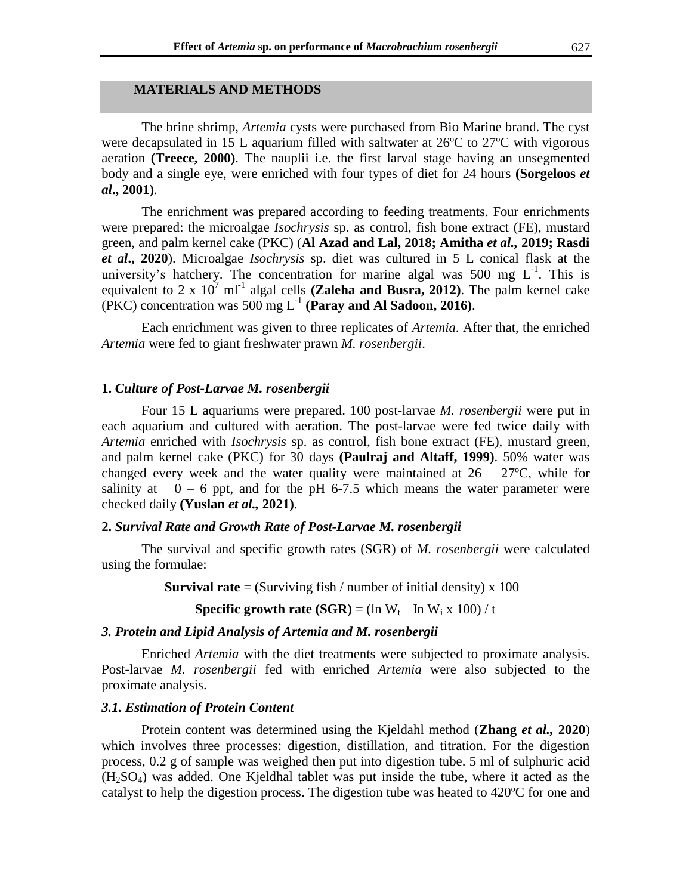## MATERIALS AND METHODS

The brine shrimp, *Artemia* cysts were purchased from Bio Marine brand. The cyst were decapsulated in 15 L aquarium filled with saltwater at 26ºC to 27ºC with vigorous aeration **(Treece, 2000)**. The nauplii i.e. the first larval stage having an unsegmented body and a single eye, were enriched with four types of diet for 24 hours **(Sorgeloos *et al*., 2001)**.

The enrichment was prepared according to feeding treatments. Four enrichments were prepared: the microalgae *Isochrysis* sp. as control, fish bone extract (FE), mustard green, and palm kernel cake (PKC) (**Al Azad and Lal, 2018; Amitha *et al.,* 2019; Rasdi *et al*., 2020**). Microalgae *Isochrysis* sp. diet was cultured in 5 L conical flask at the university's hatchery. The concentration for marine algal was 500 mg $L^{-1}$. This is equivalent to 2 x $10^7$ $ml^{-1}$ algal cells **(Zaleha and Busra, 2012)**. The palm kernel cake (PKC) concentration was 500 mg $L^{-1}$ **(Paray and Al Sadoon, 2016)**.

Each enrichment was given to three replicates of *Artemia*. After that, the enriched *Artemia* were fed to giant freshwater prawn *M. rosenbergii*.

### 1. *Culture of Post-Larvae M. rosenbergii*

Four 15 L aquariums were prepared. 100 post-larvae *M. rosenbergii* were put in each aquarium and cultured with aeration. The post-larvae were fed twice daily with *Artemia* enriched with *Isochrysis* sp. as control, fish bone extract (FE), mustard green, and palm kernel cake (PKC) for 30 days **(Paulraj and Altaff, 1999)**. 50% water was changed every week and the water quality were maintained at 26 – 27ºC, while for salinity at 0 – 6 ppt, and for the pH 6-7.5 which means the water parameter were checked daily **(Yuslan *et al.,* 2021)**.

### 2. *Survival Rate and Growth Rate of Post-Larvae M. rosenbergii*

The survival and specific growth rates (SGR) of *M. rosenbergii* were calculated using the formulae:

**Survival rate** = (Surviving fish / number of initial density) x 100

**Specific growth rate (SGR)** = $(\ln W_t - \ln W_i \times 100) / t$

### *3. Protein and Lipid Analysis of Artemia and M. rosenbergii*

Enriched *Artemia* with the diet treatments were subjected to proximate analysis. Post-larvae *M. rosenbergii* fed with enriched *Artemia* were also subjected to the proximate analysis.

### *3.1. Estimation of Protein Content*

Protein content was determined using the Kjeldahl method (**Zhang *et al.,* 2020**) which involves three processes: digestion, distillation, and titration. For the digestion process, 0.2 g of sample was weighed then put into digestion tube. 5 ml of sulphuric acid ($H_2SO_4$) was added. One Kjeldhal tablet was put inside the tube, where it acted as the catalyst to help the digestion process. The digestion tube was heated to 420ºC for one and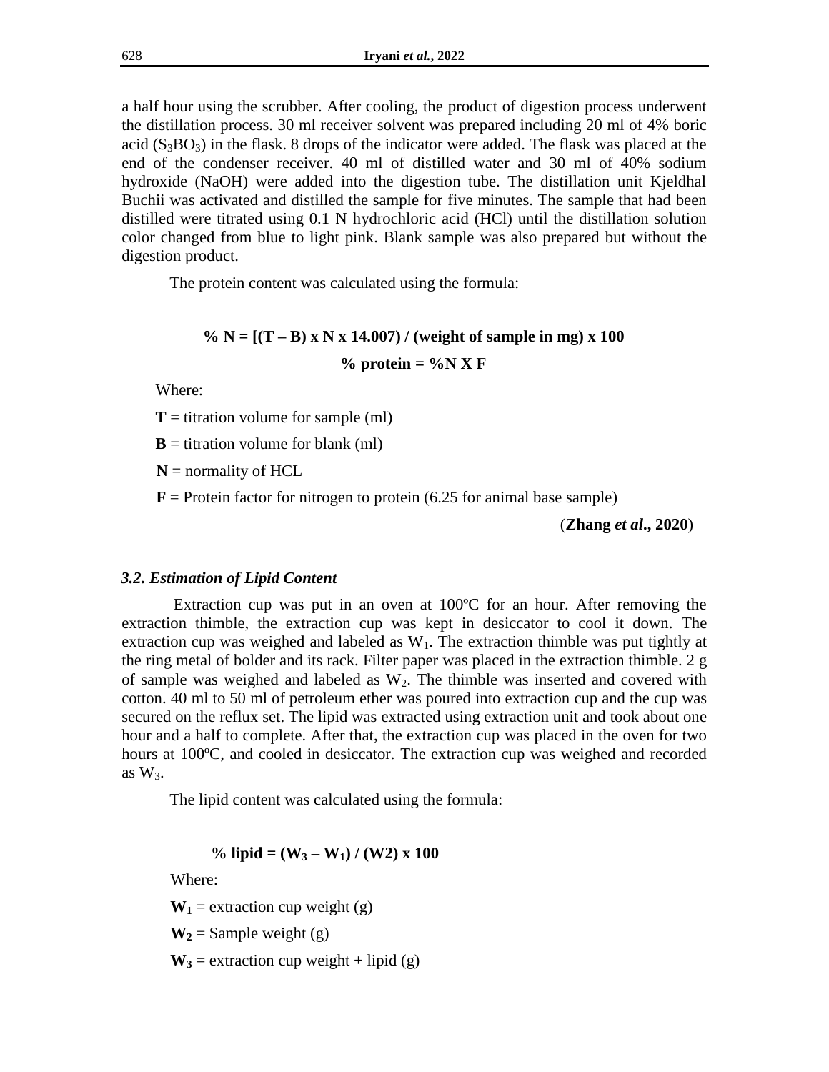a half hour using the scrubber. After cooling, the product of digestion process underwent the distillation process. 30 ml receiver solvent was prepared including 20 ml of 4% boric acid ($S_3BO_3$) in the flask. 8 drops of the indicator were added. The flask was placed at the end of the condenser receiver. 40 ml of distilled water and 30 ml of 40% sodium hydroxide (NaOH) were added into the digestion tube. The distillation unit Kjeldhal Buchii was activated and distilled the sample for five minutes. The sample that had been distilled were titrated using 0.1 N hydrochloric acid (HCl) until the distillation solution color changed from blue to light pink. Blank sample was also prepared but without the digestion product.

The protein content was calculated using the formula:

$$\textbf{\% N = [(T – B) x N x 14.007) / (weight of sample in mg) x 100}$$

$$\textbf{\% protein = \%N X F}$$

Where:

**T** = titration volume for sample (ml)

**B** = titration volume for blank (ml)

**N** = normality of HCL

**F** = Protein factor for nitrogen to protein (6.25 for animal base sample)

(**Zhang *et al*., 2020**)

### *3.2. Estimation of Lipid Content*

Extraction cup was put in an oven at 100ºC for an hour. After removing the extraction thimble, the extraction cup was kept in desiccator to cool it down. The extraction cup was weighed and labeled as $W_1$. The extraction thimble was put tightly at the ring metal of bolder and its rack. Filter paper was placed in the extraction thimble. 2 g of sample was weighed and labeled as $W_2$. The thimble was inserted and covered with cotton. 40 ml to 50 ml of petroleum ether was poured into extraction cup and the cup was secured on the reflux set. The lipid was extracted using extraction unit and took about one hour and a half to complete. After that, the extraction cup was placed in the oven for two hours at 100ºC, and cooled in desiccator. The extraction cup was weighed and recorded as $W_3$.

The lipid content was calculated using the formula:

$$\textbf{\% lipid} = (W_3 – W_1) / (W2) \times 100$$

Where:

$\mathbf{W_1}$ = extraction cup weight (g)

$\mathbf{W_2}$ = Sample weight (g)

$\mathbf{W_3}$ = extraction cup weight + lipid (g)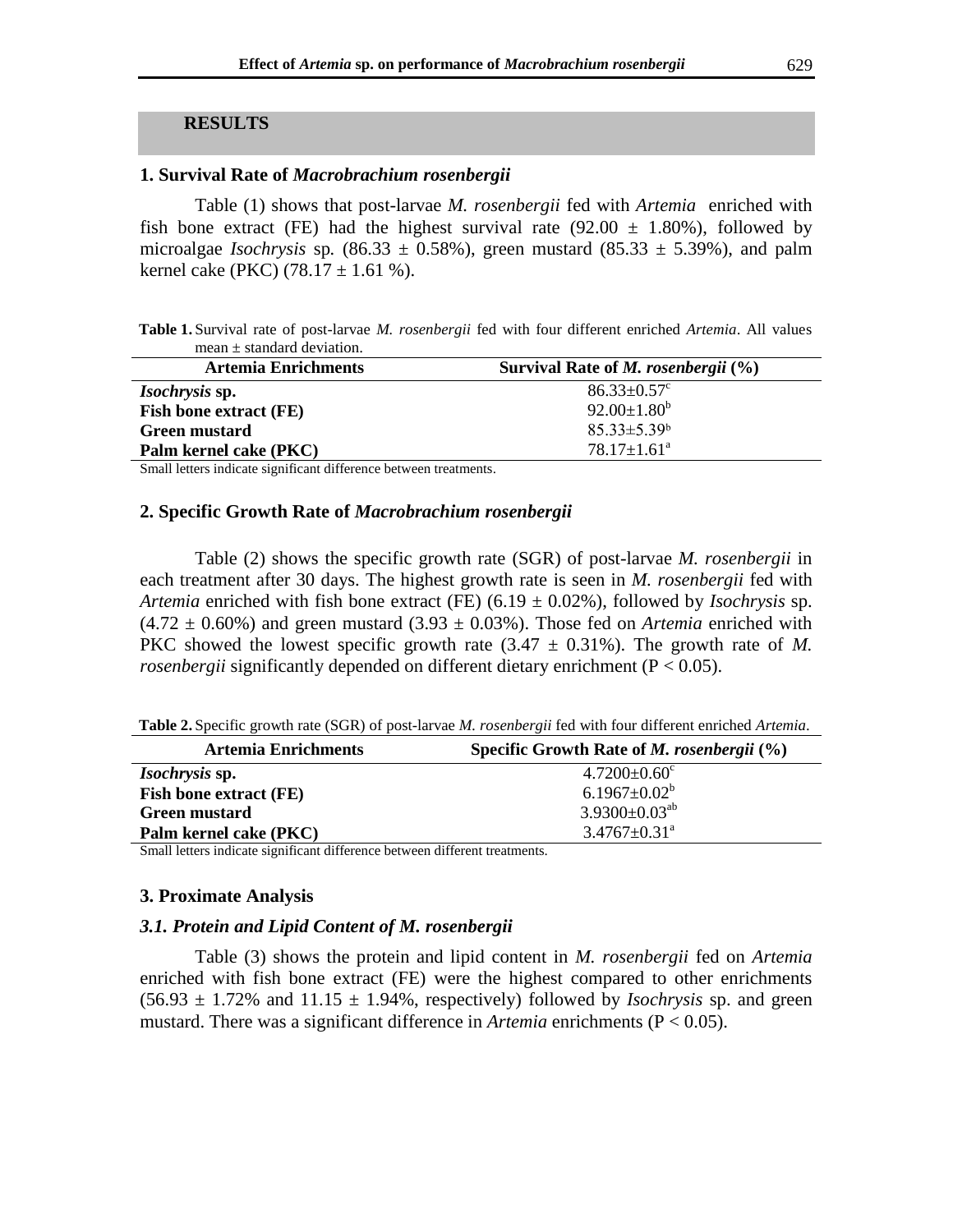## RESULTS

### 1. Survival Rate of *Macrobrachium rosenbergii*

Table (1) shows that post-larvae *M. rosenbergii* fed with *Artemia* enriched with fish bone extract (FE) had the highest survival rate (92.00 ± 1.80%), followed by microalgae *Isochrysis* sp. (86.33 ± 0.58%), green mustard (85.33 ± 5.39%), and palm kernel cake (PKC) (78.17 ± 1.61 %).

**Table 1.** Survival rate of post-larvae *M. rosenbergii* fed with four different enriched *Artemia*. All values mean ± standard deviation.

| Artemia Enrichments | Survival Rate of *M. rosenbergii* (%) |
|---|---|
| *Isochrysis* sp. | $86.33±0.57^{c}$ |
| Fish bone extract (FE) | $92.00±1.80^{b}$ |
| Green mustard | $85.33±5.39^{b}$ |
| Palm kernel cake (PKC) | $78.17±1.61^{a}$ |

Small letters indicate significant difference between treatments.

### 2. Specific Growth Rate of *Macrobrachium rosenbergii*

Table (2) shows the specific growth rate (SGR) of post-larvae *M. rosenbergii* in each treatment after 30 days. The highest growth rate is seen in *M. rosenbergii* fed with *Artemia* enriched with fish bone extract (FE) (6.19 ± 0.02%), followed by *Isochrysis* sp. (4.72 ± 0.60%) and green mustard (3.93 ± 0.03%). Those fed on *Artemia* enriched with PKC showed the lowest specific growth rate (3.47 ± 0.31%). The growth rate of *M. rosenbergii* significantly depended on different dietary enrichment ($P < 0.05$).

**Table 2.** Specific growth rate (SGR) of post-larvae *M. rosenbergii* fed with four different enriched *Artemia*.

| Artemia Enrichments | Specific Growth Rate of *M. rosenbergii* (%) |
|---|---|
| *Isochrysis* sp. | $4.7200±0.60^{c}$ |
| Fish bone extract (FE) | $6.1967±0.02^{b}$ |
| Green mustard | $3.9300±0.03^{ab}$ |
| Palm kernel cake (PKC) | $3.4767±0.31^{a}$ |

Small letters indicate significant difference between different treatments.

### 3. Proximate Analysis

#### *3.1. Protein and Lipid Content of M. rosenbergii*

Table (3) shows the protein and lipid content in *M. rosenbergii* fed on *Artemia* enriched with fish bone extract (FE) were the highest compared to other enrichments (56.93 ± 1.72% and 11.15 ± 1.94%, respectively) followed by *Isochrysis* sp. and green mustard. There was a significant difference in *Artemia* enrichments ($P < 0.05$).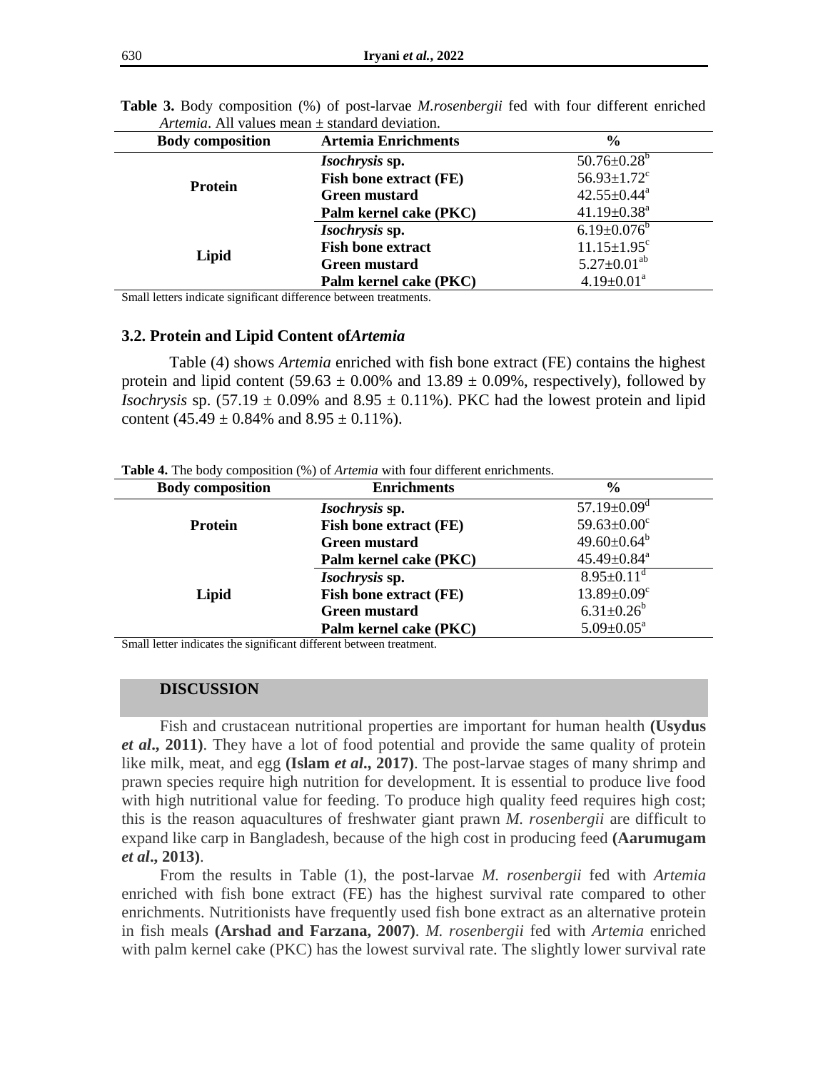**Table 3.** Body composition (%) of post-larvae *M.rosenbergii* fed with four different enriched *Artemia*. All values mean ± standard deviation.

| Body composition | Artemia Enrichments | % |
|---|---|---|
| Protein | *Isochrysis* sp. | $50.76±0.28^{b}$ |
| | Fish bone extract (FE) | $56.93±1.72^{c}$ |
| | Green mustard | $42.55±0.44^{a}$ |
| | Palm kernel cake (PKC) | $41.19±0.38^{a}$ |
| Lipid | *Isochrysis* sp. | $6.19±0.076^{b}$ |
| | Fish bone extract | $11.15±1.95^{c}$ |
| | Green mustard | $5.27±0.01^{ab}$ |
| | Palm kernel cake (PKC) | $4.19±0.01^{a}$ |

Small letters indicate significant difference between treatments.

### 3.2. Protein and Lipid Content of*Artemia*

Table (4) shows *Artemia* enriched with fish bone extract (FE) contains the highest protein and lipid content (59.63 ± 0.00% and 13.89 ± 0.09%, respectively), followed by *Isochrysis* sp. (57.19 ± 0.09% and 8.95 ± 0.11%). PKC had the lowest protein and lipid content (45.49 ± 0.84% and 8.95 ± 0.11%).

**Table 4.** The body composition (%) of *Artemia* with four different enrichments.

| Body composition | Enrichments | % |
|---|---|---|
| Protein | *Isochrysis* sp. | $57.19±0.09^{d}$ |
| | Fish bone extract (FE) | $59.63±0.00^{c}$ |
| | Green mustard | $49.60±0.64^{b}$ |
| | Palm kernel cake (PKC) | $45.49±0.84^{a}$ |
| Lipid | *Isochrysis* sp. | $8.95±0.11^{d}$ |
| | Fish bone extract (FE) | $13.89±0.09^{c}$ |
| | Green mustard | $6.31±0.26^{b}$ |
| | Palm kernel cake (PKC) | $5.09±0.05^{a}$ |

Small letter indicates the significant different between treatment.

## DISCUSSION

Fish and crustacean nutritional properties are important for human health **(Usydus *et al*., 2011)**. They have a lot of food potential and provide the same quality of protein like milk, meat, and egg **(Islam *et al*., 2017)**. The post-larvae stages of many shrimp and prawn species require high nutrition for development. It is essential to produce live food with high nutritional value for feeding. To produce high quality feed requires high cost; this is the reason aquacultures of freshwater giant prawn *M. rosenbergii* are difficult to expand like carp in Bangladesh, because of the high cost in producing feed **(Aarumugam *et al*., 2013)**.

From the results in Table (1), the post-larvae *M. rosenbergii* fed with *Artemia* enriched with fish bone extract (FE) has the highest survival rate compared to other enrichments. Nutritionists have frequently used fish bone extract as an alternative protein in fish meals **(Arshad and Farzana, 2007)**. *M. rosenbergii* fed with *Artemia* enriched with palm kernel cake (PKC) has the lowest survival rate. The slightly lower survival rate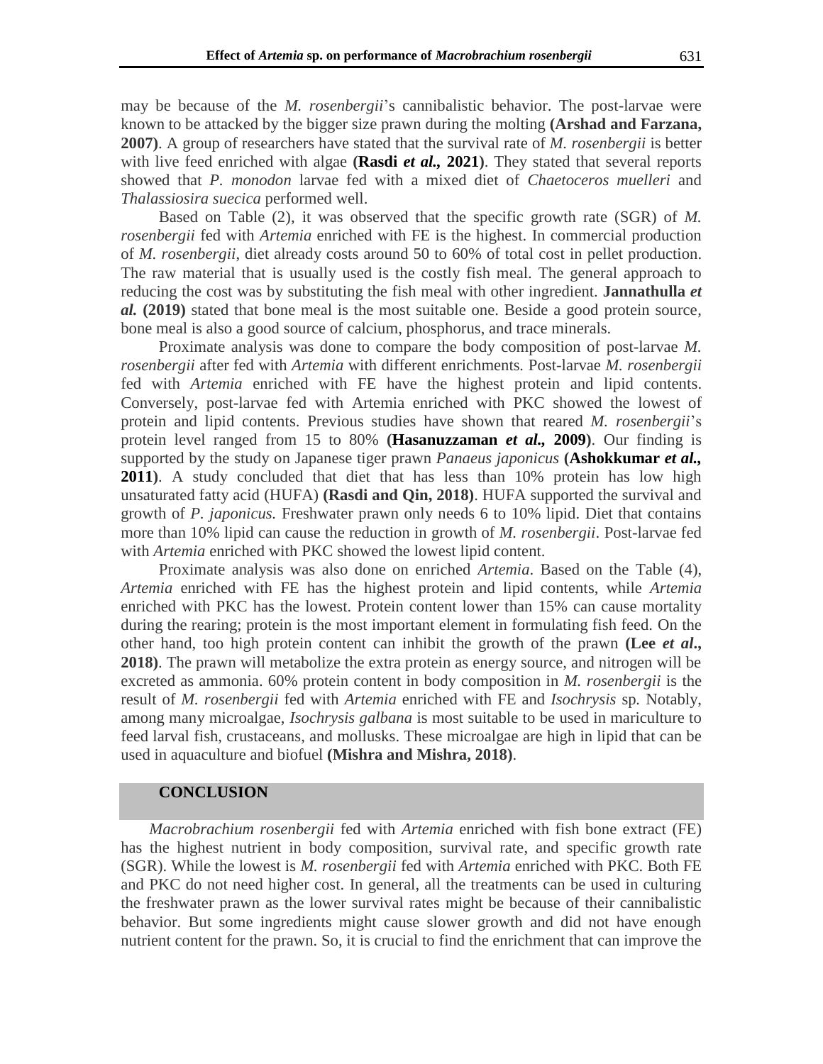may be because of the *M. rosenbergii*'s cannibalistic behavior. The post-larvae were known to be attacked by the bigger size prawn during the molting **(Arshad and Farzana, 2007)**. A group of researchers have stated that the survival rate of *M. rosenbergii* is better with live feed enriched with algae **(Rasdi *et al.,* 2021)**. They stated that several reports showed that *P. monodon* larvae fed with a mixed diet of *Chaetoceros muelleri* and *Thalassiosira suecica* performed well.

Based on Table (2), it was observed that the specific growth rate (SGR) of *M. rosenbergii* fed with *Artemia* enriched with FE is the highest. In commercial production of *M. rosenbergii*, diet already costs around 50 to 60% of total cost in pellet production. The raw material that is usually used is the costly fish meal. The general approach to reducing the cost was by substituting the fish meal with other ingredient. **Jannathulla *et al.* (2019)** stated that bone meal is the most suitable one. Beside a good protein source, bone meal is also a good source of calcium, phosphorus, and trace minerals.

Proximate analysis was done to compare the body composition of post-larvae *M. rosenbergii* after fed with *Artemia* with different enrichments. Post-larvae *M. rosenbergii* fed with *Artemia* enriched with FE have the highest protein and lipid contents. Conversely, post-larvae fed with Artemia enriched with PKC showed the lowest of protein and lipid contents. Previous studies have shown that reared *M. rosenbergii*'s protein level ranged from 15 to 80% **(Hasanuzzaman *et al.,* 2009)**. Our finding is supported by the study on Japanese tiger prawn *Panaeus japonicus* **(Ashokkumar *et al.,* 2011)**. A study concluded that diet that has less than 10% protein has low high unsaturated fatty acid (HUFA) **(Rasdi and Qin, 2018)**. HUFA supported the survival and growth of *P. japonicus.* Freshwater prawn only needs 6 to 10% lipid. Diet that contains more than 10% lipid can cause the reduction in growth of *M. rosenbergii*. Post-larvae fed with *Artemia* enriched with PKC showed the lowest lipid content.

Proximate analysis was also done on enriched *Artemia*. Based on the Table (4), *Artemia* enriched with FE has the highest protein and lipid contents, while *Artemia* enriched with PKC has the lowest. Protein content lower than 15% can cause mortality during the rearing; protein is the most important element in formulating fish feed. On the other hand, too high protein content can inhibit the growth of the prawn **(Lee *et al*., 2018)**. The prawn will metabolize the extra protein as energy source, and nitrogen will be excreted as ammonia. 60% protein content in body composition in *M. rosenbergii* is the result of *M. rosenbergii* fed with *Artemia* enriched with FE and *Isochrysis* sp*.* Notably, among many microalgae, *Isochrysis galbana* is most suitable to be used in mariculture to feed larval fish, crustaceans, and mollusks. These microalgae are high in lipid that can be used in aquaculture and biofuel **(Mishra and Mishra, 2018)**.

## CONCLUSION

*Macrobrachium rosenbergii* fed with *Artemia* enriched with fish bone extract (FE) has the highest nutrient in body composition, survival rate, and specific growth rate (SGR). While the lowest is *M. rosenbergii* fed with *Artemia* enriched with PKC. Both FE and PKC do not need higher cost. In general, all the treatments can be used in culturing the freshwater prawn as the lower survival rates might be because of their cannibalistic behavior. But some ingredients might cause slower growth and did not have enough nutrient content for the prawn. So, it is crucial to find the enrichment that can improve the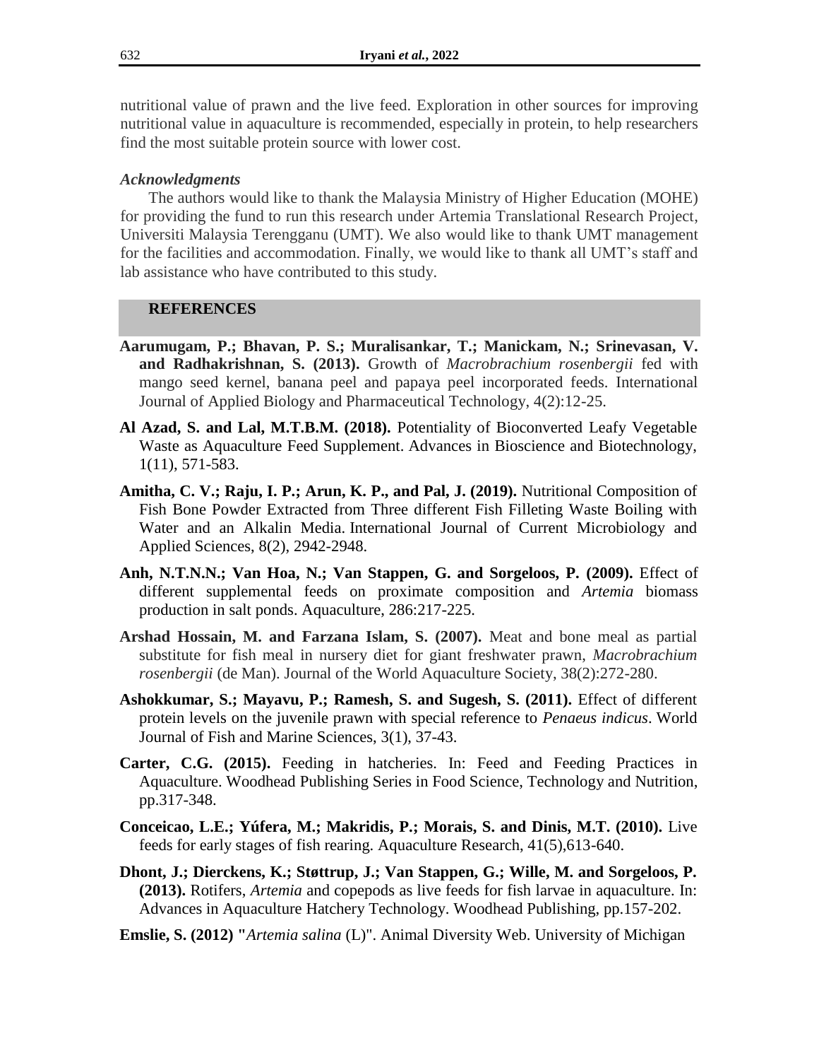nutritional value of prawn and the live feed. Exploration in other sources for improving nutritional value in aquaculture is recommended, especially in protein, to help researchers find the most suitable protein source with lower cost.

### *Acknowledgments*

The authors would like to thank the Malaysia Ministry of Higher Education (MOHE) for providing the fund to run this research under Artemia Translational Research Project, Universiti Malaysia Terengganu (UMT). We also would like to thank UMT management for the facilities and accommodation. Finally, we would like to thank all UMT's staff and lab assistance who have contributed to this study.

## REFERENCES

**Aarumugam, P.; Bhavan, P. S.; Muralisankar, T.; Manickam, N.; Srinevasan, V. and Radhakrishnan, S. (2013).** Growth of *Macrobrachium rosenbergii* fed with mango seed kernel, banana peel and papaya peel incorporated feeds. International Journal of Applied Biology and Pharmaceutical Technology, 4(2):12-25.

**Al Azad, S. and Lal, M.T.B.M. (2018).** Potentiality of Bioconverted Leafy Vegetable Waste as Aquaculture Feed Supplement. Advances in Bioscience and Biotechnology, 1(11), 571-583.

**Amitha, C. V.; Raju, I. P.; Arun, K. P., and Pal, J. (2019).** Nutritional Composition of Fish Bone Powder Extracted from Three different Fish Filleting Waste Boiling with Water and an Alkalin Media. International Journal of Current Microbiology and Applied Sciences, 8(2), 2942-2948.

**Anh, N.T.N.N.; Van Hoa, N.; Van Stappen, G. and Sorgeloos, P. (2009).** Effect of different supplemental feeds on proximate composition and *Artemia* biomass production in salt ponds. Aquaculture, 286:217-225.

**Arshad Hossain, M. and Farzana Islam, S. (2007).** Meat and bone meal as partial substitute for fish meal in nursery diet for giant freshwater prawn, *Macrobrachium rosenbergii* (de Man). Journal of the World Aquaculture Society, 38(2):272-280.

**Ashokkumar, S.; Mayavu, P.; Ramesh, S. and Sugesh, S. (2011).** Effect of different protein levels on the juvenile prawn with special reference to *Penaeus indicus*. World Journal of Fish and Marine Sciences, 3(1), 37-43.

**Carter, C.G. (2015).** Feeding in hatcheries. In: Feed and Feeding Practices in Aquaculture. Woodhead Publishing Series in Food Science, Technology and Nutrition, pp.317-348.

**Conceicao, L.E.; Yúfera, M.; Makridis, P.; Morais, S. and Dinis, M.T. (2010).** Live feeds for early stages of fish rearing. Aquaculture Research, 41(5),613-640.

**Dhont, J.; Dierckens, K.; Støttrup, J.; Van Stappen, G.; Wille, M. and Sorgeloos, P. (2013).** Rotifers, *Artemia* and copepods as live feeds for fish larvae in aquaculture. In: Advances in Aquaculture Hatchery Technology. Woodhead Publishing, pp.157-202.

**Emslie, S. (2012) "***Artemia salina* (L)". Animal Diversity Web. University of Michigan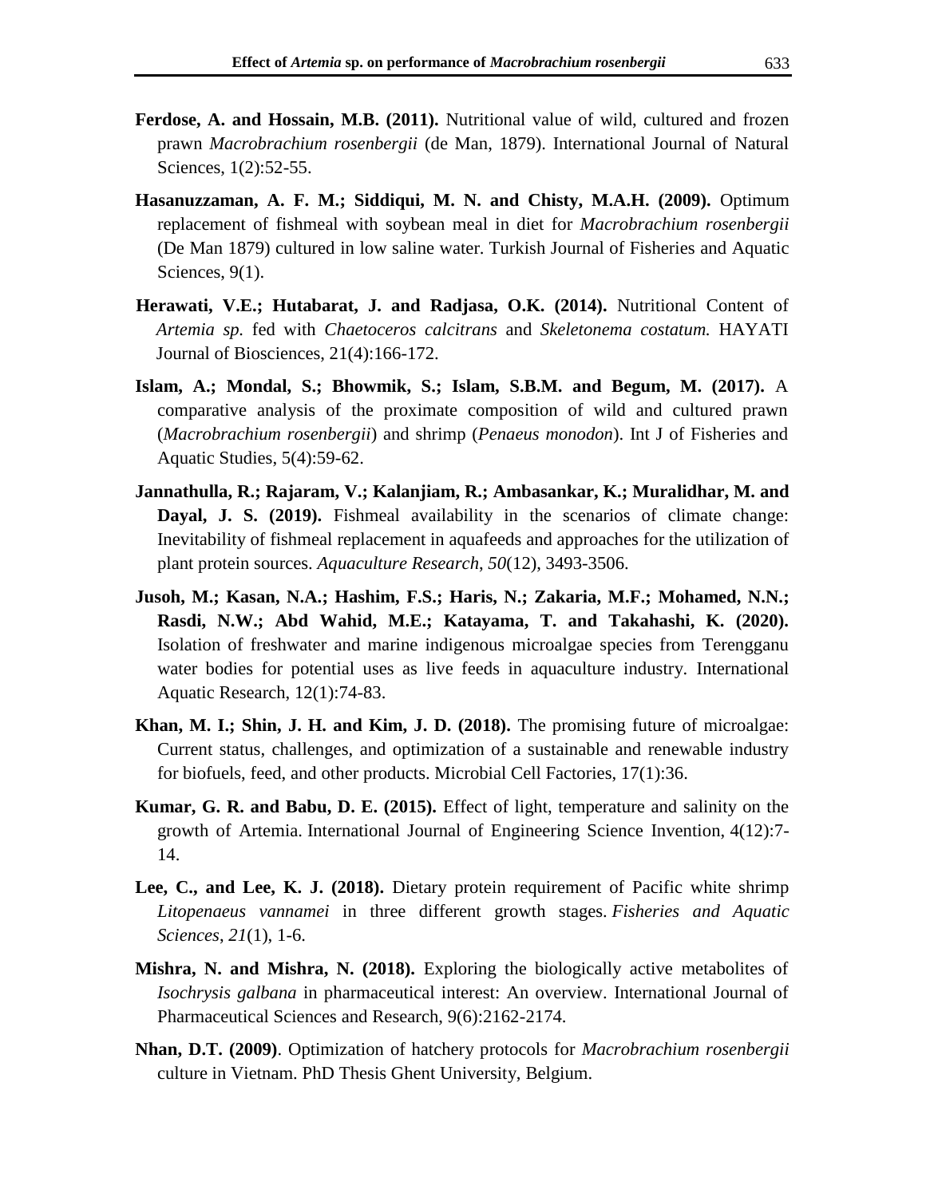**Ferdose, A. and Hossain, M.B. (2011).** Nutritional value of wild, cultured and frozen prawn *Macrobrachium rosenbergii* (de Man, 1879). International Journal of Natural Sciences, 1(2):52-55.

**Hasanuzzaman, A. F. M.; Siddiqui, M. N. and Chisty, M.A.H. (2009).** Optimum replacement of fishmeal with soybean meal in diet for *Macrobrachium rosenbergii* (De Man 1879) cultured in low saline water. Turkish Journal of Fisheries and Aquatic Sciences, 9(1).

**Herawati, V.E.; Hutabarat, J. and Radjasa, O.K. (2014).** Nutritional Content of *Artemia sp.* fed with *Chaetoceros calcitrans* and *Skeletonema costatum.* HAYATI Journal of Biosciences, 21(4):166-172.

**Islam, A.; Mondal, S.; Bhowmik, S.; Islam, S.B.M. and Begum, M. (2017).** A comparative analysis of the proximate composition of wild and cultured prawn (*Macrobrachium rosenbergii*) and shrimp (*Penaeus monodon*). Int J of Fisheries and Aquatic Studies, 5(4):59-62.

**Jannathulla, R.; Rajaram, V.; Kalanjiam, R.; Ambasankar, K.; Muralidhar, M. and Dayal, J. S. (2019).** Fishmeal availability in the scenarios of climate change: Inevitability of fishmeal replacement in aquafeeds and approaches for the utilization of plant protein sources. *Aquaculture Research*, *50*(12), 3493-3506.

**Jusoh, M.; Kasan, N.A.; Hashim, F.S.; Haris, N.; Zakaria, M.F.; Mohamed, N.N.; Rasdi, N.W.; Abd Wahid, M.E.; Katayama, T. and Takahashi, K. (2020).** Isolation of freshwater and marine indigenous microalgae species from Terengganu water bodies for potential uses as live feeds in aquaculture industry. International Aquatic Research, 12(1):74-83.

**Khan, M. I.; Shin, J. H. and Kim, J. D. (2018).** The promising future of microalgae: Current status, challenges, and optimization of a sustainable and renewable industry for biofuels, feed, and other products. Microbial Cell Factories, 17(1):36.

**Kumar, G. R. and Babu, D. E. (2015).** Effect of light, temperature and salinity on the growth of Artemia. International Journal of Engineering Science Invention, 4(12):7-14.

**Lee, C., and Lee, K. J. (2018).** Dietary protein requirement of Pacific white shrimp *Litopenaeus vannamei* in three different growth stages. *Fisheries and Aquatic Sciences*, *21*(1), 1-6.

**Mishra, N. and Mishra, N. (2018).** Exploring the biologically active metabolites of *Isochrysis galbana* in pharmaceutical interest: An overview. International Journal of Pharmaceutical Sciences and Research, 9(6):2162-2174.

**Nhan, D.T. (2009)**. Optimization of hatchery protocols for *Macrobrachium rosenbergii* culture in Vietnam. PhD Thesis Ghent University, Belgium.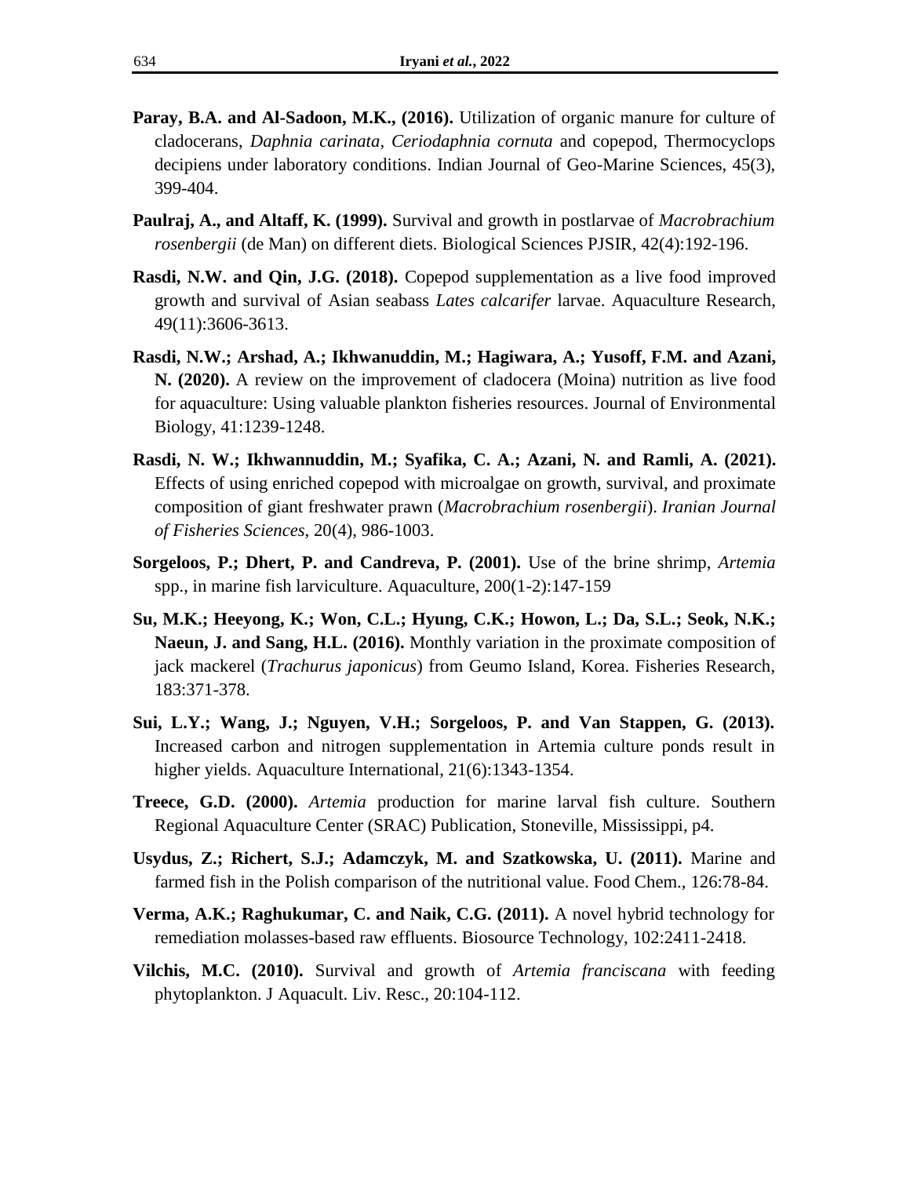**Paray, B.A. and Al-Sadoon, M.K., (2016).** Utilization of organic manure for culture of cladocerans, *Daphnia carinata, Ceriodaphnia cornuta* and copepod, Thermocyclops decipiens under laboratory conditions. Indian Journal of Geo-Marine Sciences, 45(3), 399-404.

**Paulraj, A., and Altaff, K. (1999).** Survival and growth in postlarvae of *Macrobrachium rosenbergii* (de Man) on different diets. Biological Sciences PJSIR, 42(4):192-196.

**Rasdi, N.W. and Qin, J.G. (2018).** Copepod supplementation as a live food improved growth and survival of Asian seabass *Lates calcarifer* larvae. Aquaculture Research, 49(11):3606-3613.

**Rasdi, N.W.; Arshad, A.; Ikhwanuddin, M.; Hagiwara, A.; Yusoff, F.M. and Azani, N. (2020).** A review on the improvement of cladocera (Moina) nutrition as live food for aquaculture: Using valuable plankton fisheries resources. Journal of Environmental Biology, 41:1239-1248.

**Rasdi, N. W.; Ikhwannuddin, M.; Syafika, C. A.; Azani, N. and Ramli, A. (2021).** Effects of using enriched copepod with microalgae on growth, survival, and proximate composition of giant freshwater prawn (*Macrobrachium rosenbergii*). *Iranian Journal of Fisheries Sciences*, 20(4), 986-1003.

**Sorgeloos, P.; Dhert, P. and Candreva, P. (2001).** Use of the brine shrimp, *Artemia* spp., in marine fish larviculture. Aquaculture, 200(1-2):147-159

**Su, M.K.; Heeyong, K.; Won, C.L.; Hyung, C.K.; Howon, L.; Da, S.L.; Seok, N.K.; Naeun, J. and Sang, H.L. (2016).** Monthly variation in the proximate composition of jack mackerel (*Trachurus japonicus*) from Geumo Island, Korea. Fisheries Research, 183:371-378.

**Sui, L.Y.; Wang, J.; Nguyen, V.H.; Sorgeloos, P. and Van Stappen, G. (2013).** Increased carbon and nitrogen supplementation in Artemia culture ponds result in higher yields. Aquaculture International, 21(6):1343-1354.

**Treece, G.D. (2000).** *Artemia* production for marine larval fish culture. Southern Regional Aquaculture Center (SRAC) Publication, Stoneville, Mississippi, p4.

**Usydus, Z.; Richert, S.J.; Adamczyk, M. and Szatkowska, U. (2011).** Marine and farmed fish in the Polish comparison of the nutritional value. Food Chem., 126:78-84.

**Verma, A.K.; Raghukumar, C. and Naik, C.G. (2011).** A novel hybrid technology for remediation molasses-based raw effluents. Biosource Technology, 102:2411-2418.

**Vilchis, M.C. (2010).** Survival and growth of *Artemia franciscana* with feeding phytoplankton. J Aquacult. Liv. Resc., 20:104-112.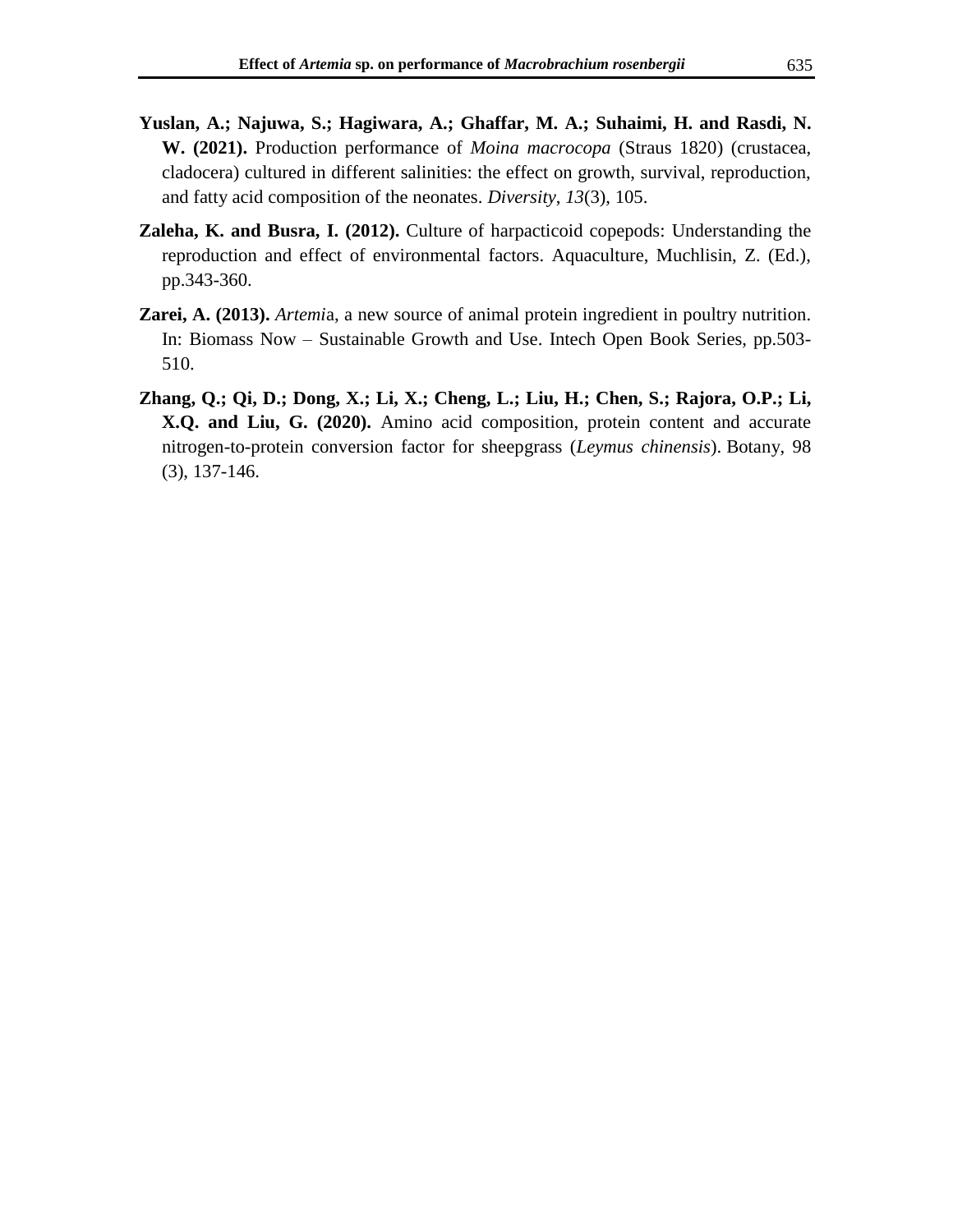**Yuslan, A.; Najuwa, S.; Hagiwara, A.; Ghaffar, M. A.; Suhaimi, H. and Rasdi, N. W. (2021).** Production performance of *Moina macrocopa* (Straus 1820) (crustacea, cladocera) cultured in different salinities: the effect on growth, survival, reproduction, and fatty acid composition of the neonates. *Diversity*, *13*(3), 105.

**Zaleha, K. and Busra, I. (2012).** Culture of harpacticoid copepods: Understanding the reproduction and effect of environmental factors. Aquaculture, Muchlisin, Z. (Ed.), pp.343-360.

**Zarei, A. (2013).** *Artemi*a, a new source of animal protein ingredient in poultry nutrition. In: Biomass Now – Sustainable Growth and Use. Intech Open Book Series, pp.503-510.

**Zhang, Q.; Qi, D.; Dong, X.; Li, X.; Cheng, L.; Liu, H.; Chen, S.; Rajora, O.P.; Li, X.Q. and Liu, G. (2020).** Amino acid composition, protein content and accurate nitrogen-to-protein conversion factor for sheepgrass (*Leymus chinensis*). Botany, 98 (3), 137-146.